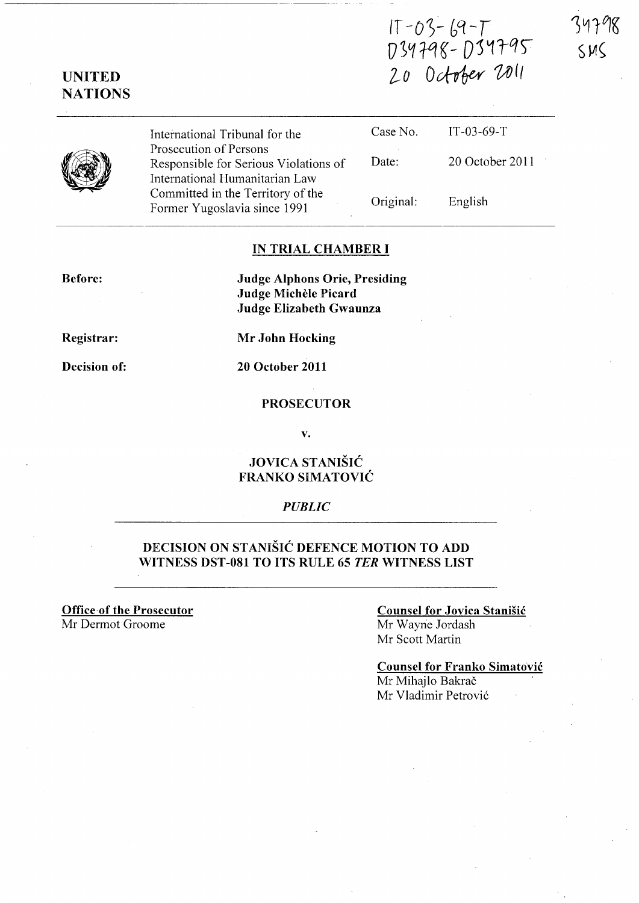IT-03-69-T
D34798-D34795
20 October 2011

34798
SMS

**UNITED NATIONS**

| International Tribunal for the Prosecution of Persons Responsible for Serious Violations of International Humanitarian Law Committed in the Territory of the Former Yugoslavia since 1991 | Case No. | IT-03-69-T |
|---|---|---|
| | Date: | 20 October 2011 |
| | Original: | English |

**IN TRIAL CHAMBER I**

**Before:** **Judge Alphons Orie, Presiding**
**Judge Michèle Picard**
**Judge Elizabeth Gwaunza**

**Registrar:** **Mr John Hocking**

**Decision of:** **20 October 2011**

**PROSECUTOR**

**v.**

**JOVICA STANIŠIĆ**
**FRANKO SIMATOVIĆ**

***PUBLIC***

**DECISION ON STANIŠIĆ DEFENCE MOTION TO ADD WITNESS DST-081 TO ITS RULE 65 *TER* WITNESS LIST**

**Office of the Prosecutor**
Mr Dermot Groome

**Counsel for Jovica Stanišić**
Mr Wayne Jordash
Mr Scott Martin

**Counsel for Franko Simatović**
Mr Mihajlo Bakrač
Mr Vladimir Petrović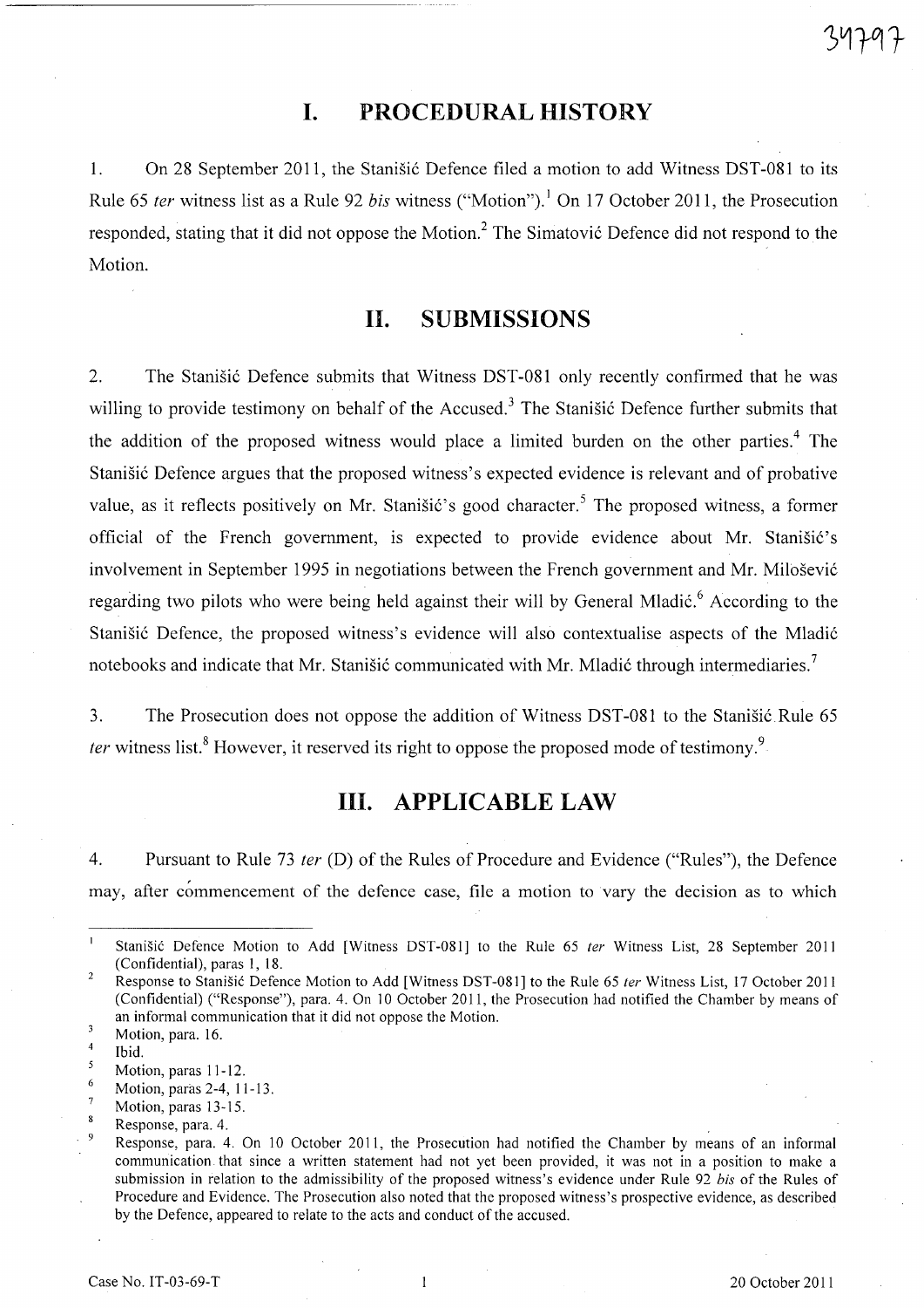# I. PROCEDURAL HISTORY

1. On 28 September 2011, the Stanišić Defence filed a motion to add Witness DST-081 to its Rule 65 *ter* witness list as a Rule 92 *bis* witness ("Motion").[1] On 17 October 2011, the Prosecution responded, stating that it did not oppose the Motion.[2] The Simatović Defence did not respond to the Motion.

# II. SUBMISSIONS

2. The Stanišić Defence submits that Witness DST-081 only recently confirmed that he was willing to provide testimony on behalf of the Accused.[3] The Stanišić Defence further submits that the addition of the proposed witness would place a limited burden on the other parties.[4] The Stanišić Defence argues that the proposed witness's expected evidence is relevant and of probative value, as it reflects positively on Mr. Stanišić's good character.[5] The proposed witness, a former official of the French government, is expected to provide evidence about Mr. Stanišić's involvement in September 1995 in negotiations between the French government and Mr. Milošević regarding two pilots who were being held against their will by General Mladić.[6] According to the Stanišić Defence, the proposed witness's evidence will also contextualise aspects of the Mladić notebooks and indicate that Mr. Stanišić communicated with Mr. Mladić through intermediaries.[7]

3. The Prosecution does not oppose the addition of Witness DST-081 to the Stanišić Rule 65 *ter* witness list.[8] However, it reserved its right to oppose the proposed mode of testimony.[9]

# III. APPLICABLE LAW

4. Pursuant to Rule 73 *ter* (D) of the Rules of Procedure and Evidence ("Rules"), the Defence may, after commencement of the defence case, file a motion to vary the decision as to which

---

[1] Stanišić Defence Motion to Add [Witness DST-081] to the Rule 65 *ter* Witness List, 28 September 2011 (Confidential), paras 1, 18.

[2] Response to Stanišić Defence Motion to Add [Witness DST-081] to the Rule 65 *ter* Witness List, 17 October 2011 (Confidential) ("Response"), para. 4. On 10 October 2011, the Prosecution had notified the Chamber by means of an informal communication that it did not oppose the Motion.

[3] Motion, para. 16.

[4] Ibid.

[5] Motion, paras 11-12.

[6] Motion, paras 2-4, 11-13.

[7] Motion, paras 13-15.

[8] Response, para. 4.

[9] Response, para. 4. On 10 October 2011, the Prosecution had notified the Chamber by means of an informal communication that since a written statement had not yet been provided, it was not in a position to make a submission in relation to the admissibility of the proposed witness's evidence under Rule 92 *bis* of the Rules of Procedure and Evidence. The Prosecution also noted that the proposed witness's prospective evidence, as described by the Defence, appeared to relate to the acts and conduct of the accused.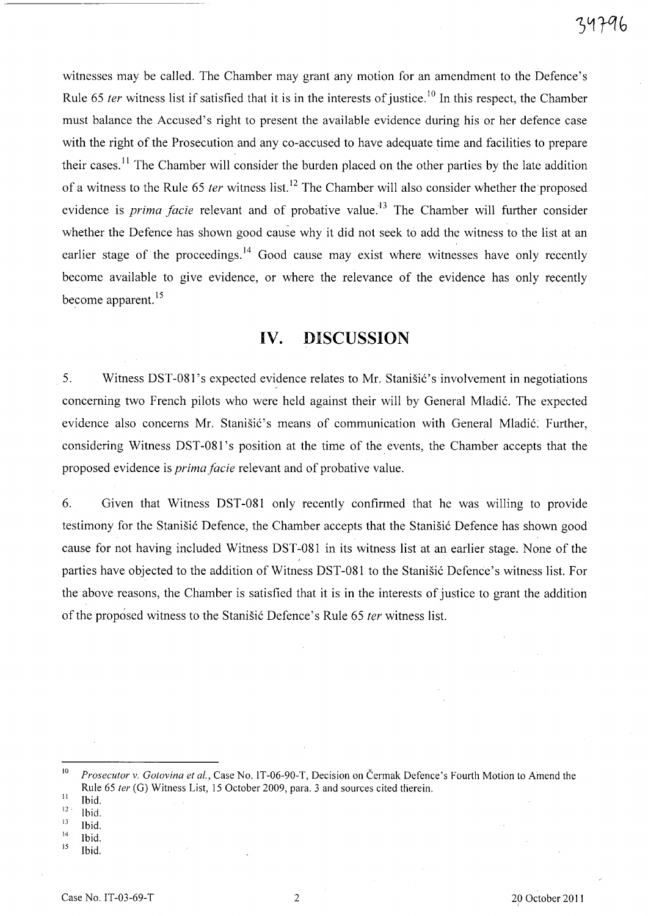witnesses may be called. The Chamber may grant any motion for an amendment to the Defence's Rule 65 *ter* witness list if satisfied that it is in the interests of justice.[10] In this respect, the Chamber must balance the Accused's right to present the available evidence during his or her defence case with the right of the Prosecution and any co-accused to have adequate time and facilities to prepare their cases.[11] The Chamber will consider the burden placed on the other parties by the late addition of a witness to the Rule 65 *ter* witness list.[12] The Chamber will also consider whether the proposed evidence is *prima facie* relevant and of probative value.[13] The Chamber will further consider whether the Defence has shown good cause why it did not seek to add the witness to the list at an earlier stage of the proceedings.[14] Good cause may exist where witnesses have only recently become available to give evidence, or where the relevance of the evidence has only recently become apparent.[15]

# IV. DISCUSSION

5. Witness DST-081's expected evidence relates to Mr. Stanišić's involvement in negotiations concerning two French pilots who were held against their will by General Mladić. The expected evidence also concerns Mr. Stanišić's means of communication with General Mladić. Further, considering Witness DST-081's position at the time of the events, the Chamber accepts that the proposed evidence is *prima facie* relevant and of probative value.

6. Given that Witness DST-081 only recently confirmed that he was willing to provide testimony for the Stanišić Defence, the Chamber accepts that the Stanišić Defence has shown good cause for not having included Witness DST-081 in its witness list at an earlier stage. None of the parties have objected to the addition of Witness DST-081 to the Stanišić Defence's witness list. For the above reasons, the Chamber is satisfied that it is in the interests of justice to grant the addition of the proposed witness to the Stanišić Defence's Rule 65 *ter* witness list.

---

[10] *Prosecutor v. Gotovina et al.*, Case No. IT-06-90-T, Decision on Čermak Defence's Fourth Motion to Amend the Rule 65 *ter* (G) Witness List, 15 October 2009, para. 3 and sources cited therein.

[11] Ibid.

[12] Ibid.

[13] Ibid.

[14] Ibid.

[15] Ibid.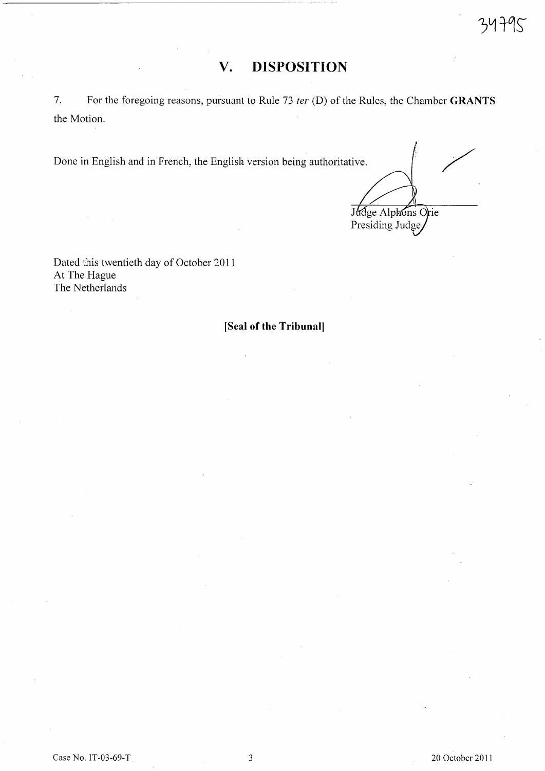## V. DISPOSITION

7. For the foregoing reasons, pursuant to Rule 73 *ter* (D) of the Rules, the Chamber **GRANTS** the Motion.

Done in English and in French, the English version being authoritative.

Judge Alphons Orie
Presiding Judge

Dated this twentieth day of October 2011
At The Hague
The Netherlands

**[Seal of the Tribunal]**